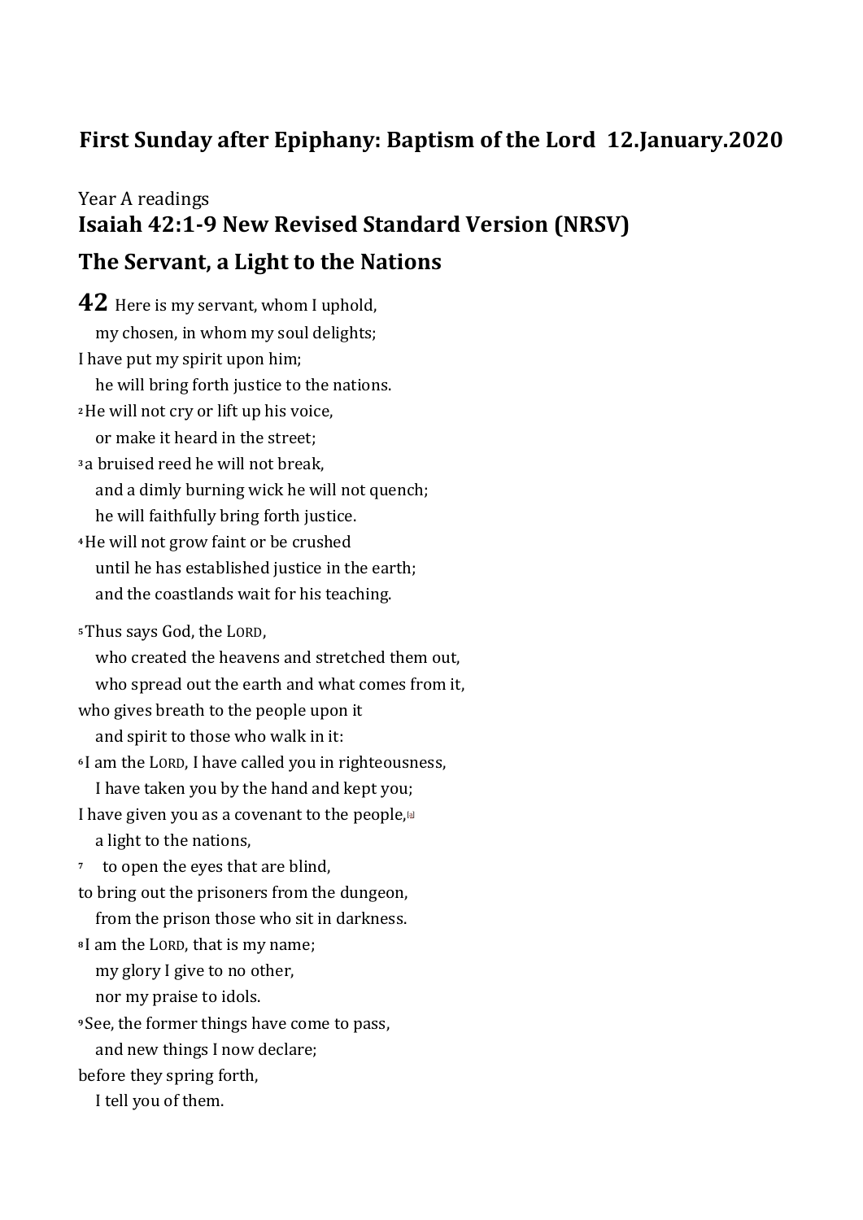## First Sunday after Epiphany: Baptism of the Lord 12.January.2020

Year A readings

## Isaiah 42:1-9 New Revised Standard Version (NRSV)

## The Servant, a Light to the Nations

**42** Here is my servant, whom I uphold,
   my chosen, in whom my soul delights;
I have put my spirit upon him;
   he will bring forth justice to the nations.
[2] He will not cry or lift up his voice,
   or make it heard in the street;
[3] a bruised reed he will not break,
   and a dimly burning wick he will not quench;
   he will faithfully bring forth justice.
[4] He will not grow faint or be crushed
   until he has established justice in the earth;
   and the coastlands wait for his teaching.

[5] Thus says God, the Lord,
   who created the heavens and stretched them out,
   who spread out the earth and what comes from it,
who gives breath to the people upon it
   and spirit to those who walk in it:
[6] I am the Lord, I have called you in righteousness,
   I have taken you by the hand and kept you;
I have given you as a covenant to the people,[a]
   a light to the nations,
[7]   to open the eyes that are blind,
to bring out the prisoners from the dungeon,
   from the prison those who sit in darkness.
[8] I am the Lord, that is my name;
   my glory I give to no other,
   nor my praise to idols.
[9] See, the former things have come to pass,
   and new things I now declare;
before they spring forth,
   I tell you of them.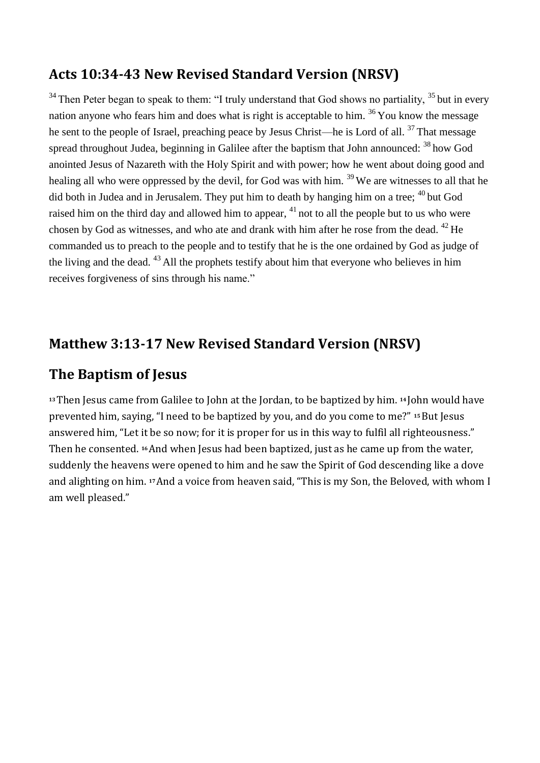## Acts 10:34-43 New Revised Standard Version (NRSV)

[34] Then Peter began to speak to them: "I truly understand that God shows no partiality, [35] but in every nation anyone who fears him and does what is right is acceptable to him. [36] You know the message he sent to the people of Israel, preaching peace by Jesus Christ—he is Lord of all. [37] That message spread throughout Judea, beginning in Galilee after the baptism that John announced: [38] how God anointed Jesus of Nazareth with the Holy Spirit and with power; how he went about doing good and healing all who were oppressed by the devil, for God was with him. [39] We are witnesses to all that he did both in Judea and in Jerusalem. They put him to death by hanging him on a tree; [40] but God raised him on the third day and allowed him to appear, [41] not to all the people but to us who were chosen by God as witnesses, and who ate and drank with him after he rose from the dead. [42] He commanded us to preach to the people and to testify that he is the one ordained by God as judge of the living and the dead. [43] All the prophets testify about him that everyone who believes in him receives forgiveness of sins through his name."

## Matthew 3:13-17 New Revised Standard Version (NRSV)

## The Baptism of Jesus

[13] Then Jesus came from Galilee to John at the Jordan, to be baptized by him. [14] John would have prevented him, saying, "I need to be baptized by you, and do you come to me?" [15] But Jesus answered him, "Let it be so now; for it is proper for us in this way to fulfil all righteousness." Then he consented. [16] And when Jesus had been baptized, just as he came up from the water, suddenly the heavens were opened to him and he saw the Spirit of God descending like a dove and alighting on him. [17] And a voice from heaven said, "This is my Son, the Beloved, with whom I am well pleased."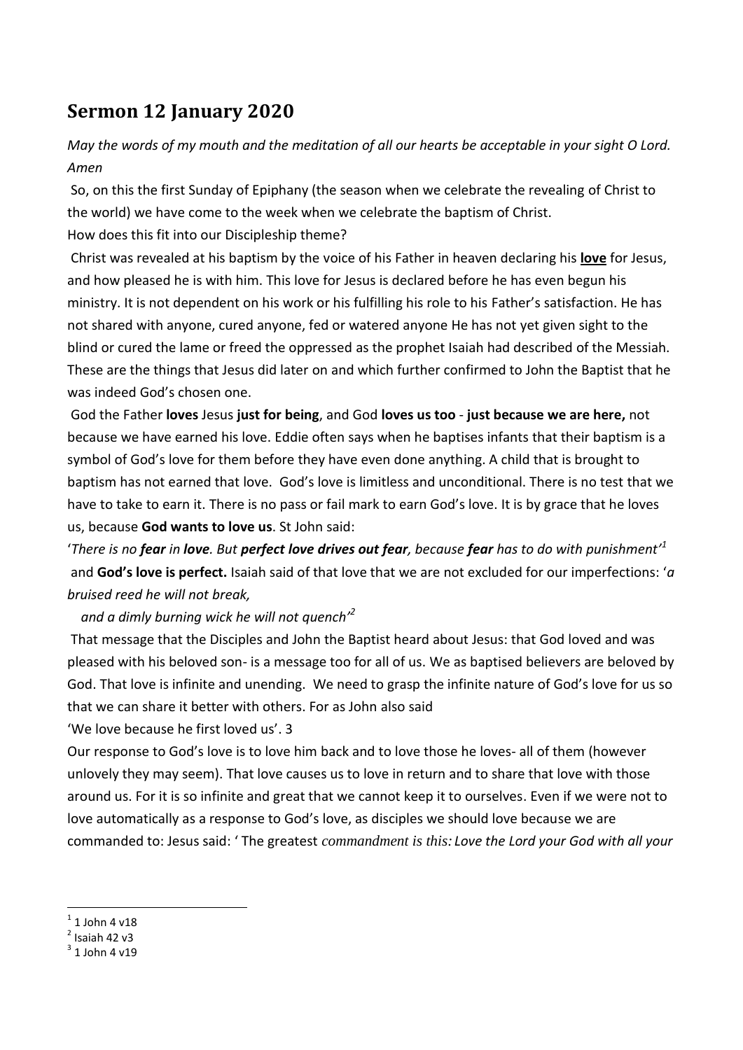## Sermon 12 January 2020

*May the words of my mouth and the meditation of all our hearts be acceptable in your sight O Lord. Amen*

So, on this the first Sunday of Epiphany (the season when we celebrate the revealing of Christ to the world) we have come to the week when we celebrate the baptism of Christ.
How does this fit into our Discipleship theme?

Christ was revealed at his baptism by the voice of his Father in heaven declaring his **love** for Jesus, and how pleased he is with him. This love for Jesus is declared before he has even begun his ministry. It is not dependent on his work or his fulfilling his role to his Father's satisfaction. He has not shared with anyone, cured anyone, fed or watered anyone He has not yet given sight to the blind or cured the lame or freed the oppressed as the prophet Isaiah had described of the Messiah. These are the things that Jesus did later on and which further confirmed to John the Baptist that he was indeed God's chosen one.

God the Father **loves** Jesus **just for being**, and God **loves us too** - **just because we are here,** not because we have earned his love. Eddie often says when he baptises infants that their baptism is a symbol of God's love for them before they have even done anything. A child that is brought to baptism has not earned that love. God's love is limitless and unconditional. There is no test that we have to take to earn it. There is no pass or fail mark to earn God's love. It is by grace that he loves us, because **God wants to love us**. St John said:

'*There is no* ***fear*** *in* ***love****. But* ***perfect love drives out fear****, because* ***fear*** *has to do with punishment'*[1] and **God's love is perfect.** Isaiah said of that love that we are not excluded for our imperfections: '*a bruised reed he will not break,*

*and a dimly burning wick he will not quench'*[2]

That message that the Disciples and John the Baptist heard about Jesus: that God loved and was pleased with his beloved son- is a message too for all of us. We as baptised believers are beloved by God. That love is infinite and unending. We need to grasp the infinite nature of God's love for us so that we can share it better with others. For as John also said

'We love because he first loved us'. 3

Our response to God's love is to love him back and to love those he loves- all of them (however unlovely they may seem). That love causes us to love in return and to share that love with those around us. For it is so infinite and great that we cannot keep it to ourselves. Even if we were not to love automatically as a response to God's love, as disciples we should love because we are commanded to: Jesus said: ' The greatest *commandment is this: Love the Lord your God with all your*

---

[1] 1 John 4 v18
[2] Isaiah 42 v3
[3] 1 John 4 v19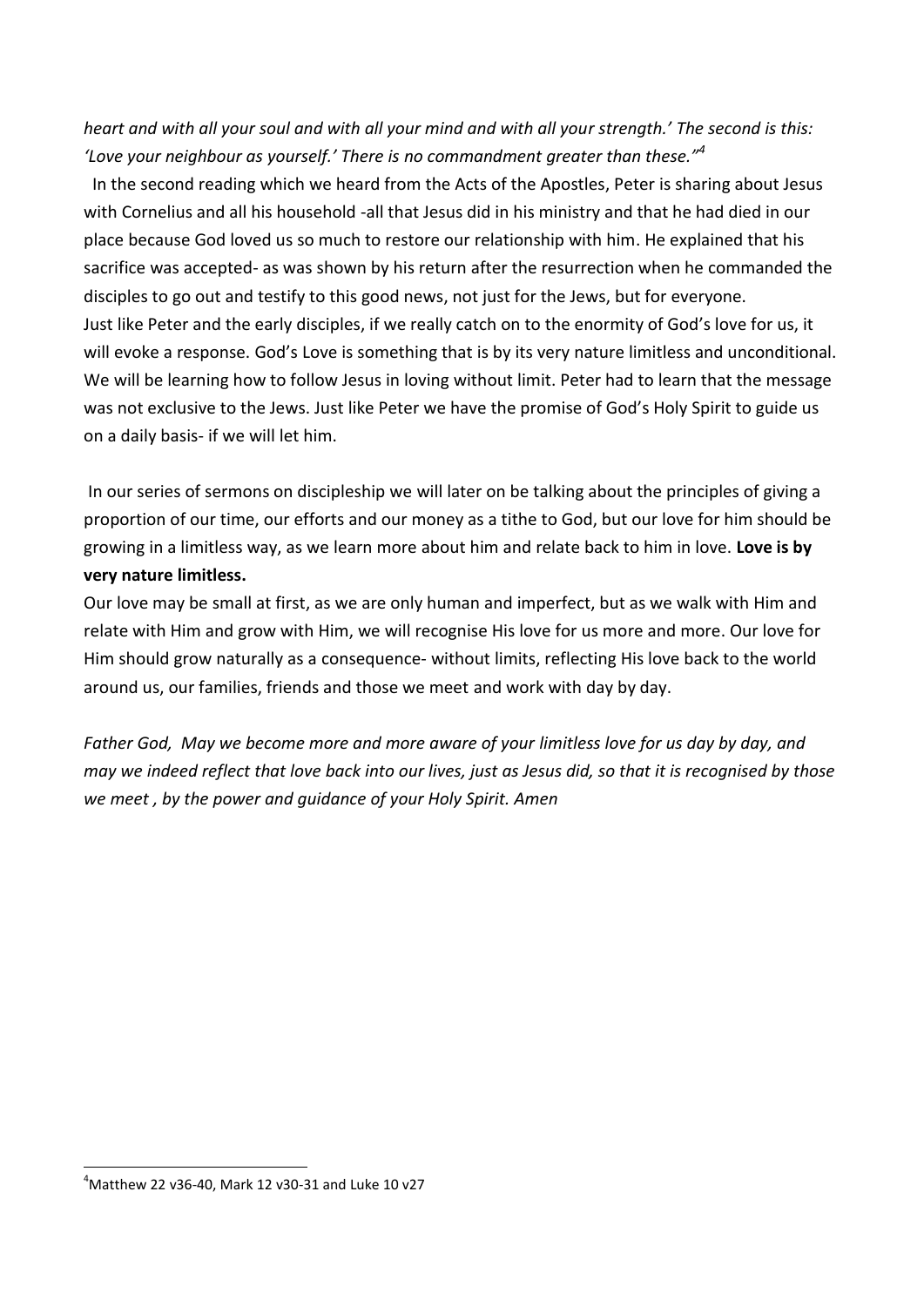*heart and with all your soul and with all your mind and with all your strength.' The second is this: 'Love your neighbour as yourself.' There is no commandment greater than these."*[4]

In the second reading which we heard from the Acts of the Apostles, Peter is sharing about Jesus with Cornelius and all his household -all that Jesus did in his ministry and that he had died in our place because God loved us so much to restore our relationship with him. He explained that his sacrifice was accepted- as was shown by his return after the resurrection when he commanded the disciples to go out and testify to this good news, not just for the Jews, but for everyone.
Just like Peter and the early disciples, if we really catch on to the enormity of God's love for us, it will evoke a response. God's Love is something that is by its very nature limitless and unconditional. We will be learning how to follow Jesus in loving without limit. Peter had to learn that the message was not exclusive to the Jews. Just like Peter we have the promise of God's Holy Spirit to guide us on a daily basis- if we will let him.

In our series of sermons on discipleship we will later on be talking about the principles of giving a proportion of our time, our efforts and our money as a tithe to God, but our love for him should be growing in a limitless way, as we learn more about him and relate back to him in love. **Love is by very nature limitless.**
Our love may be small at first, as we are only human and imperfect, but as we walk with Him and relate with Him and grow with Him, we will recognise His love for us more and more. Our love for Him should grow naturally as a consequence- without limits, reflecting His love back to the world around us, our families, friends and those we meet and work with day by day.

*Father God, May we become more and more aware of your limitless love for us day by day, and may we indeed reflect that love back into our lives, just as Jesus did, so that it is recognised by those we meet , by the power and guidance of your Holy Spirit. Amen*

[4] Matthew 22 v36-40, Mark 12 v30-31 and Luke 10 v27